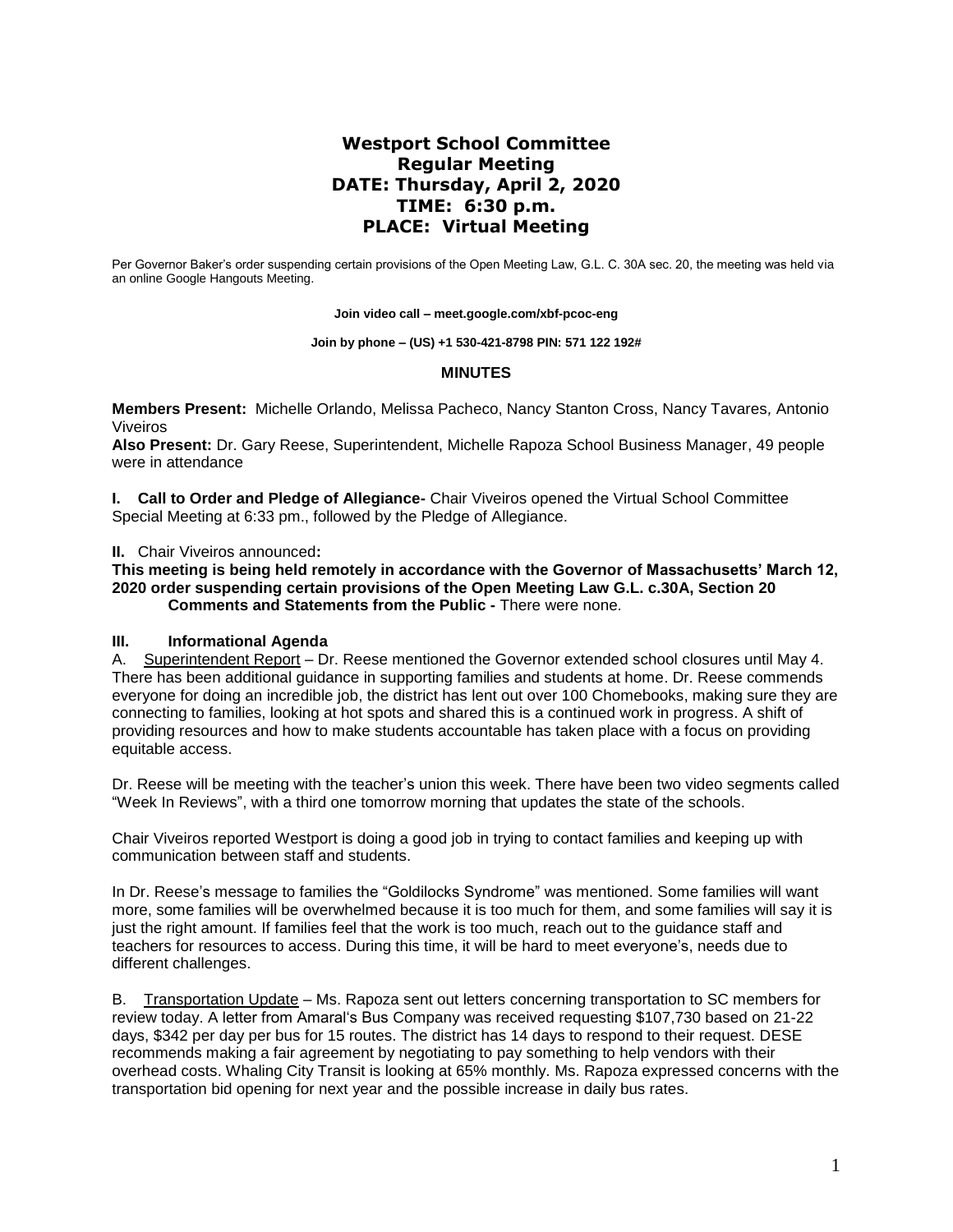# Westport School Committee
## Regular Meeting
## DATE: Thursday, April 2, 2020
## TIME: 6:30 p.m.
## PLACE: Virtual Meeting

Per Governor Baker's order suspending certain provisions of the Open Meeting Law, G.L. C. 30A sec. 20, the meeting was held via an online Google Hangouts Meeting.

**Join video call – meet.google.com/xbf-pcoc-eng**

**Join by phone – (US) +1 530-421-8798 PIN: 571 122 192#**

### MINUTES

**Members Present:** Michelle Orlando, Melissa Pacheco, Nancy Stanton Cross, Nancy Tavares, Antonio Viveiros

**Also Present:** Dr. Gary Reese, Superintendent, Michelle Rapoza School Business Manager, 49 people were in attendance

**I. Call to Order and Pledge of Allegiance-** Chair Viveiros opened the Virtual School Committee Special Meeting at 6:33 pm., followed by the Pledge of Allegiance.

**II.** Chair Viveiros announced**:**

**This meeting is being held remotely in accordance with the Governor of Massachusetts' March 12, 2020 order suspending certain provisions of the Open Meeting Law G.L. c.30A, Section 20**

**Comments and Statements from the Public -** There were none.

**III. Informational Agenda**

A. Superintendent Report – Dr. Reese mentioned the Governor extended school closures until May 4. There has been additional guidance in supporting families and students at home. Dr. Reese commends everyone for doing an incredible job, the district has lent out over 100 Chomebooks, making sure they are connecting to families, looking at hot spots and shared this is a continued work in progress. A shift of providing resources and how to make students accountable has taken place with a focus on providing equitable access.

Dr. Reese will be meeting with the teacher's union this week. There have been two video segments called "Week In Reviews", with a third one tomorrow morning that updates the state of the schools.

Chair Viveiros reported Westport is doing a good job in trying to contact families and keeping up with communication between staff and students.

In Dr. Reese's message to families the "Goldilocks Syndrome" was mentioned. Some families will want more, some families will be overwhelmed because it is too much for them, and some families will say it is just the right amount. If families feel that the work is too much, reach out to the guidance staff and teachers for resources to access. During this time, it will be hard to meet everyone's, needs due to different challenges.

B. Transportation Update – Ms. Rapoza sent out letters concerning transportation to SC members for review today. A letter from Amaral's Bus Company was received requesting $107,730 based on 21-22 days, $342 per day per bus for 15 routes. The district has 14 days to respond to their request. DESE recommends making a fair agreement by negotiating to pay something to help vendors with their overhead costs. Whaling City Transit is looking at 65% monthly. Ms. Rapoza expressed concerns with the transportation bid opening for next year and the possible increase in daily bus rates.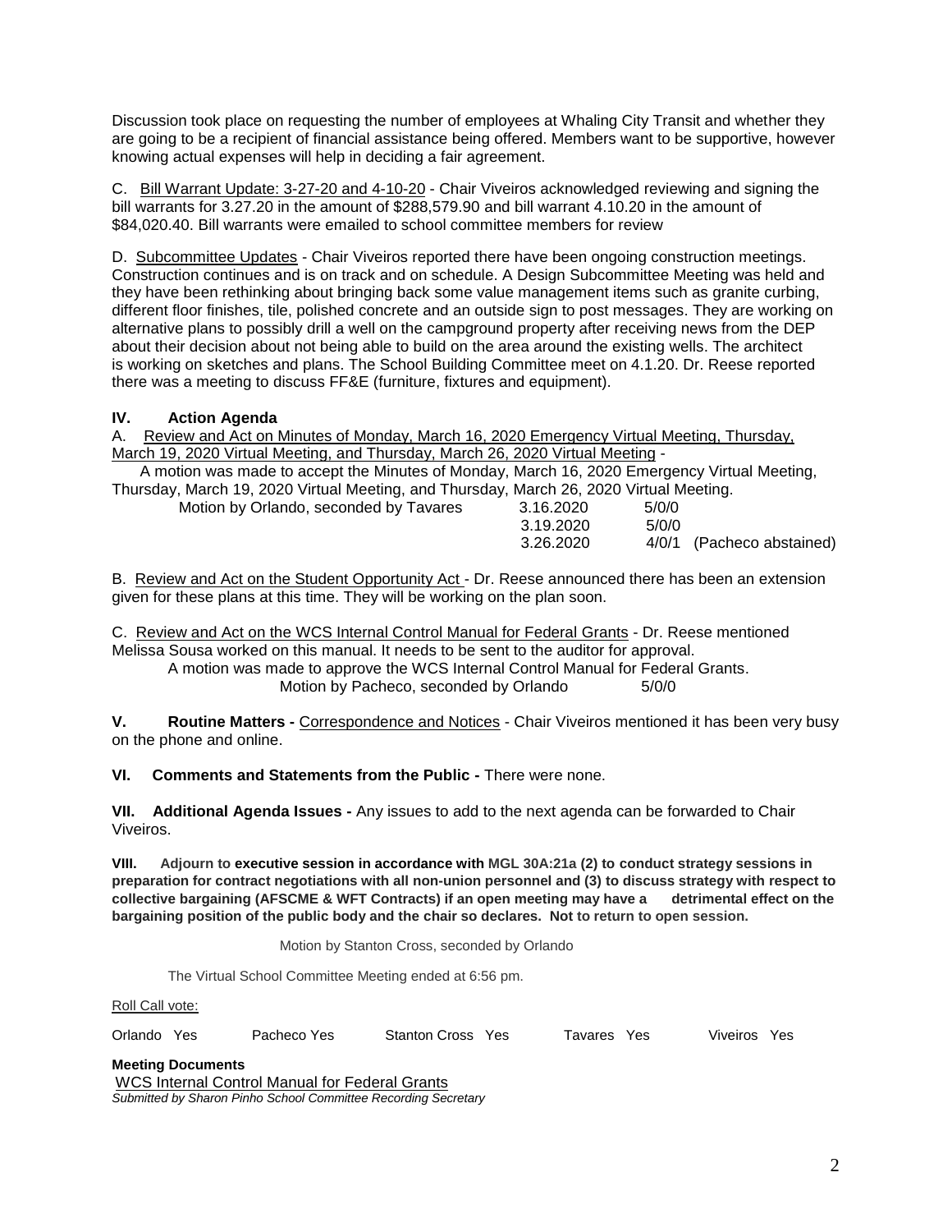Discussion took place on requesting the number of employees at Whaling City Transit and whether they are going to be a recipient of financial assistance being offered. Members want to be supportive, however knowing actual expenses will help in deciding a fair agreement.

C. Bill Warrant Update: 3-27-20 and 4-10-20 - Chair Viveiros acknowledged reviewing and signing the bill warrants for 3.27.20 in the amount of $288,579.90 and bill warrant 4.10.20 in the amount of $84,020.40. Bill warrants were emailed to school committee members for review

D. Subcommittee Updates - Chair Viveiros reported there have been ongoing construction meetings. Construction continues and is on track and on schedule. A Design Subcommittee Meeting was held and they have been rethinking about bringing back some value management items such as granite curbing, different floor finishes, tile, polished concrete and an outside sign to post messages. They are working on alternative plans to possibly drill a well on the campground property after receiving news from the DEP about their decision about not being able to build on the area around the existing wells. The architect is working on sketches and plans. The School Building Committee meet on 4.1.20. Dr. Reese reported there was a meeting to discuss FF&E (furniture, fixtures and equipment).

## IV. Action Agenda

A. Review and Act on Minutes of Monday, March 16, 2020 Emergency Virtual Meeting, Thursday, March 19, 2020 Virtual Meeting, and Thursday, March 26, 2020 Virtual Meeting -

A motion was made to accept the Minutes of Monday, March 16, 2020 Emergency Virtual Meeting, Thursday, March 19, 2020 Virtual Meeting, and Thursday, March 26, 2020 Virtual Meeting.

| | | |
|---|---|---|
| Motion by Orlando, seconded by Tavares | 3.16.2020 | 5/0/0 |
| | 3.19.2020 | 5/0/0 |
| | 3.26.2020 | 4/0/1 (Pacheco abstained) |

B. Review and Act on the Student Opportunity Act - Dr. Reese announced there has been an extension given for these plans at this time. They will be working on the plan soon.

C. Review and Act on the WCS Internal Control Manual for Federal Grants - Dr. Reese mentioned Melissa Sousa worked on this manual. It needs to be sent to the auditor for approval.

A motion was made to approve the WCS Internal Control Manual for Federal Grants.
Motion by Pacheco, seconded by Orlando 5/0/0

**V. Routine Matters -** Correspondence and Notices - Chair Viveiros mentioned it has been very busy on the phone and online.

**VI. Comments and Statements from the Public -** There were none.

**VII. Additional Agenda Issues -** Any issues to add to the next agenda can be forwarded to Chair Viveiros.

**VIII. Adjourn to executive session in accordance with MGL 30A:21a (2) to conduct strategy sessions in preparation for contract negotiations with all non-union personnel and (3) to discuss strategy with respect to collective bargaining (AFSCME & WFT Contracts) if an open meeting may have a detrimental effect on the bargaining position of the public body and the chair so declares. Not to return to open session.**

Motion by Stanton Cross, seconded by Orlando

The Virtual School Committee Meeting ended at 6:56 pm.

Roll Call vote:

Orlando Yes Pacheco Yes Stanton Cross Yes Tavares Yes Viveiros Yes

**Meeting Documents**

WCS Internal Control Manual for Federal Grants

*Submitted by Sharon Pinho School Committee Recording Secretary*